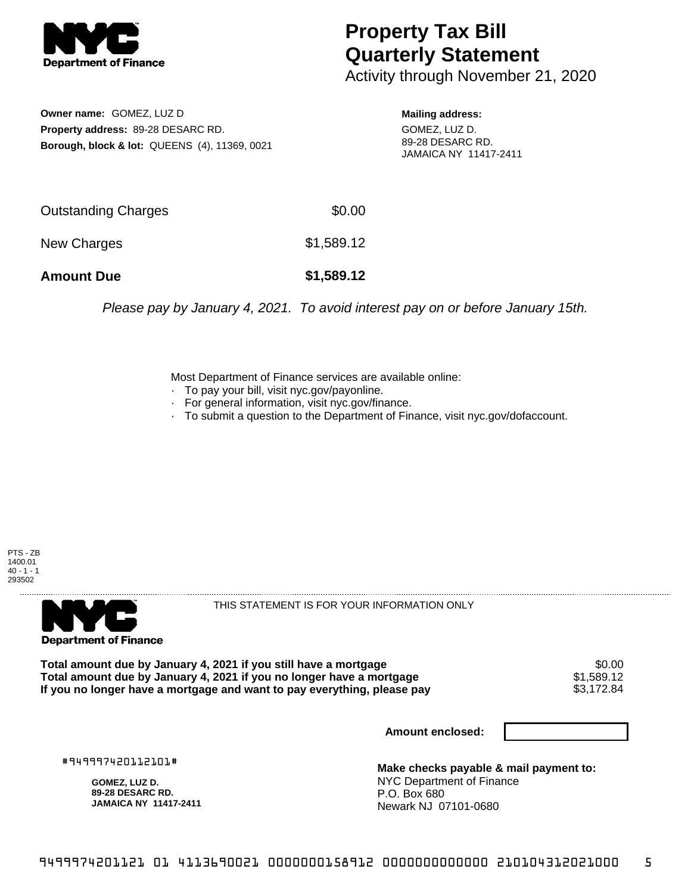# Property Tax Bill Quarterly Statement

Activity through November 21, 2020

**Owner name:** GOMEZ, LUZ D
**Property address:** 89-28 DESARC RD.
**Borough, block & lot:** QUEENS (4), 11369, 0021

**Mailing address:**
GOMEZ, LUZ D.
89-28 DESARC RD.
JAMAICA NY 11417-2411

| | |
|---|---|
| Outstanding Charges | $0.00 |
| New Charges | $1,589.12 |
| **Amount Due** | **$1,589.12** |

*Please pay by January 4, 2021. To avoid interest pay on or before January 15th.*

Most Department of Finance services are available online:
- To pay your bill, visit nyc.gov/payonline.
- For general information, visit nyc.gov/finance.
- To submit a question to the Department of Finance, visit nyc.gov/dofaccount.

PTS - ZB
1400.01
40 - 1 - 1
293502

THIS STATEMENT IS FOR YOUR INFORMATION ONLY

| | |
|---|---|
| **Total amount due by January 4, 2021 if you still have a mortgage** | $0.00 |
| **Total amount due by January 4, 2021 if you no longer have a mortgage** | $1,589.12 |
| **If you no longer have a mortgage and want to pay everything, please pay** | $3,172.84 |

**Amount enclosed:**

#949997420112101#

**GOMEZ, LUZ D.**
**89-28 DESARC RD.**
**JAMAICA NY 11417-2411**

**Make checks payable & mail payment to:**
NYC Department of Finance
P.O. Box 680
Newark NJ 07101-0680

9499974201121 01 4113690021 0000000158912 0000000000000 210104312021000 5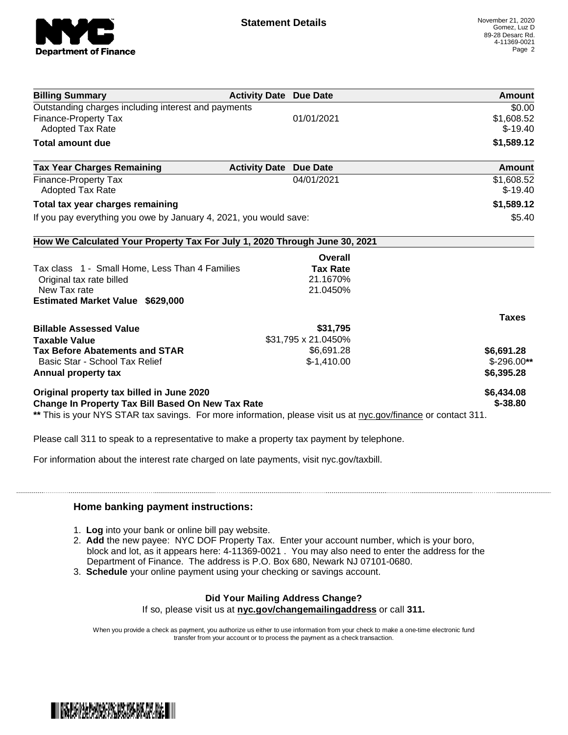## Statement Details

November 21, 2020
Gomez, Luz D
89-28 Desarc Rd.
4-11369-0021

| Billing Summary | Activity Date | Due Date | Amount |
|---|---|---|---|
| Outstanding charges including interest and payments | | | $0.00 |
| Finance-Property Tax | | 01/01/2021 | $1,608.52 |
| Adopted Tax Rate | | | $-19.40 |
| **Total amount due** | | | **$1,589.12** |

| Tax Year Charges Remaining | Activity Date | Due Date | Amount |
|---|---|---|---|
| Finance-Property Tax | | 04/01/2021 | $1,608.52 |
| Adopted Tax Rate | | | $-19.40 |
| **Total tax year charges remaining** | | | **$1,589.12** |
| If you pay everything you owe by January 4, 2021, you would save: | | | $5.40 |

**How We Calculated Your Property Tax For July 1, 2020 Through June 30, 2021**

| | Overall Tax Rate | Taxes |
|---|---|---|
| Tax class 1 - Small Home, Less Than 4 Families | | |
| Original tax rate billed | 21.1670% | |
| New Tax rate | 21.0450% | |
| **Estimated Market Value $629,000** | | |
| **Billable Assessed Value** | **$31,795** | |
| **Taxable Value** | $31,795 x 21.0450% | |
| **Tax Before Abatements and STAR** | $6,691.28 | **$6,691.28** |
| Basic Star - School Tax Relief | $-1,410.00 | $-296.00** |
| **Annual property tax** | | **$6,395.28** |
| **Original property tax billed in June 2020** | | **$6,434.08** |
| **Change In Property Tax Bill Based On New Tax Rate** | | **$-38.80** |

** This is your NYS STAR tax savings. For more information, please visit us at nyc.gov/finance or contact 311.

Please call 311 to speak to a representative to make a property tax payment by telephone.

For information about the interest rate charged on late payments, visit nyc.gov/taxbill.

### Home banking payment instructions:

1. **Log** into your bank or online bill pay website.
2. **Add** the new payee: NYC DOF Property Tax. Enter your account number, which is your boro, block and lot, as it appears here: 4-11369-0021 . You may also need to enter the address for the Department of Finance. The address is P.O. Box 680, Newark NJ 07101-0680.
3. **Schedule** your online payment using your checking or savings account.

**Did Your Mailing Address Change?**
If so, please visit us at **nyc.gov/changemailingaddress** or call **311.**

When you provide a check as payment, you authorize us either to use information from your check to make a one-time electronic fund transfer from your account or to process the payment as a check transaction.